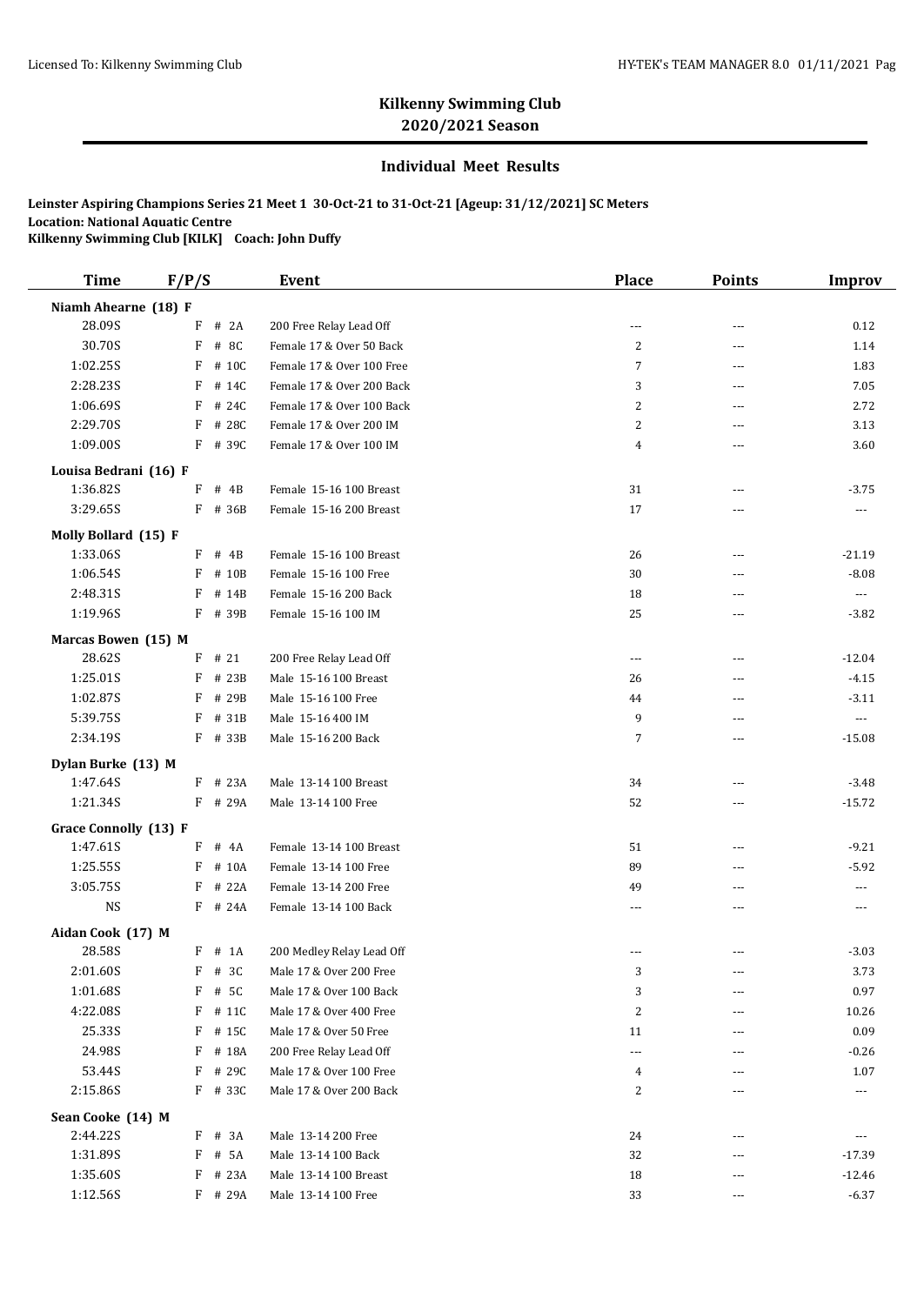# Kilkenny Swimming Club
## 2020/2021 Season

### Individual Meet Results

**Leinster Aspiring Champions Series 21 Meet 1 30-Oct-21 to 31-Oct-21 [Ageup: 31/12/2021] SC Meters**
**Location: National Aquatic Centre**
**Kilkenny Swimming Club [KILK] Coach: John Duffy**

| Time | F/P/S | | Event | Place | Points | Improv |
|---|---|---|---|---|---|---|
| **Niamh Ahearne (18) F** | | | | | | |
| 28.09S | F | # 2A | 200 Free Relay Lead Off | --- | --- | 0.12 |
| 30.70S | F | # 8C | Female 17 & Over 50 Back | 2 | --- | 1.14 |
| 1:02.25S | F | # 10C | Female 17 & Over 100 Free | 7 | --- | 1.83 |
| 2:28.23S | F | # 14C | Female 17 & Over 200 Back | 3 | --- | 7.05 |
| 1:06.69S | F | # 24C | Female 17 & Over 100 Back | 2 | --- | 2.72 |
| 2:29.70S | F | # 28C | Female 17 & Over 200 IM | 2 | --- | 3.13 |
| 1:09.00S | F | # 39C | Female 17 & Over 100 IM | 4 | --- | 3.60 |
| **Louisa Bedrani (16) F** | | | | | | |
| 1:36.82S | F | # 4B | Female 15-16 100 Breast | 31 | --- | -3.75 |
| 3:29.65S | F | # 36B | Female 15-16 200 Breast | 17 | --- | --- |
| **Molly Bollard (15) F** | | | | | | |
| 1:33.06S | F | # 4B | Female 15-16 100 Breast | 26 | --- | -21.19 |
| 1:06.54S | F | # 10B | Female 15-16 100 Free | 30 | --- | -8.08 |
| 2:48.31S | F | # 14B | Female 15-16 200 Back | 18 | --- | --- |
| 1:19.96S | F | # 39B | Female 15-16 100 IM | 25 | --- | -3.82 |
| **Marcas Bowen (15) M** | | | | | | |
| 28.62S | F | # 21 | 200 Free Relay Lead Off | --- | --- | -12.04 |
| 1:25.01S | F | # 23B | Male 15-16 100 Breast | 26 | --- | -4.15 |
| 1:02.87S | F | # 29B | Male 15-16 100 Free | 44 | --- | -3.11 |
| 5:39.75S | F | # 31B | Male 15-16 400 IM | 9 | --- | --- |
| 2:34.19S | F | # 33B | Male 15-16 200 Back | 7 | --- | -15.08 |
| **Dylan Burke (13) M** | | | | | | |
| 1:47.64S | F | # 23A | Male 13-14 100 Breast | 34 | --- | -3.48 |
| 1:21.34S | F | # 29A | Male 13-14 100 Free | 52 | --- | -15.72 |
| **Grace Connolly (13) F** | | | | | | |
| 1:47.61S | F | # 4A | Female 13-14 100 Breast | 51 | --- | -9.21 |
| 1:25.55S | F | # 10A | Female 13-14 100 Free | 89 | --- | -5.92 |
| 3:05.75S | F | # 22A | Female 13-14 200 Free | 49 | --- | --- |
| NS | F | # 24A | Female 13-14 100 Back | --- | --- | --- |
| **Aidan Cook (17) M** | | | | | | |
| 28.58S | F | # 1A | 200 Medley Relay Lead Off | --- | --- | -3.03 |
| 2:01.60S | F | # 3C | Male 17 & Over 200 Free | 3 | --- | 3.73 |
| 1:01.68S | F | # 5C | Male 17 & Over 100 Back | 3 | --- | 0.97 |
| 4:22.08S | F | # 11C | Male 17 & Over 400 Free | 2 | --- | 10.26 |
| 25.33S | F | # 15C | Male 17 & Over 50 Free | 11 | --- | 0.09 |
| 24.98S | F | # 18A | 200 Free Relay Lead Off | --- | --- | -0.26 |
| 53.44S | F | # 29C | Male 17 & Over 100 Free | 4 | --- | 1.07 |
| 2:15.86S | F | # 33C | Male 17 & Over 200 Back | 2 | --- | --- |
| **Sean Cooke (14) M** | | | | | | |
| 2:44.22S | F | # 3A | Male 13-14 200 Free | 24 | --- | --- |
| 1:31.89S | F | # 5A | Male 13-14 100 Back | 32 | --- | -17.39 |
| 1:35.60S | F | # 23A | Male 13-14 100 Breast | 18 | --- | -12.46 |
| 1:12.56S | F | # 29A | Male 13-14 100 Free | 33 | --- | -6.37 |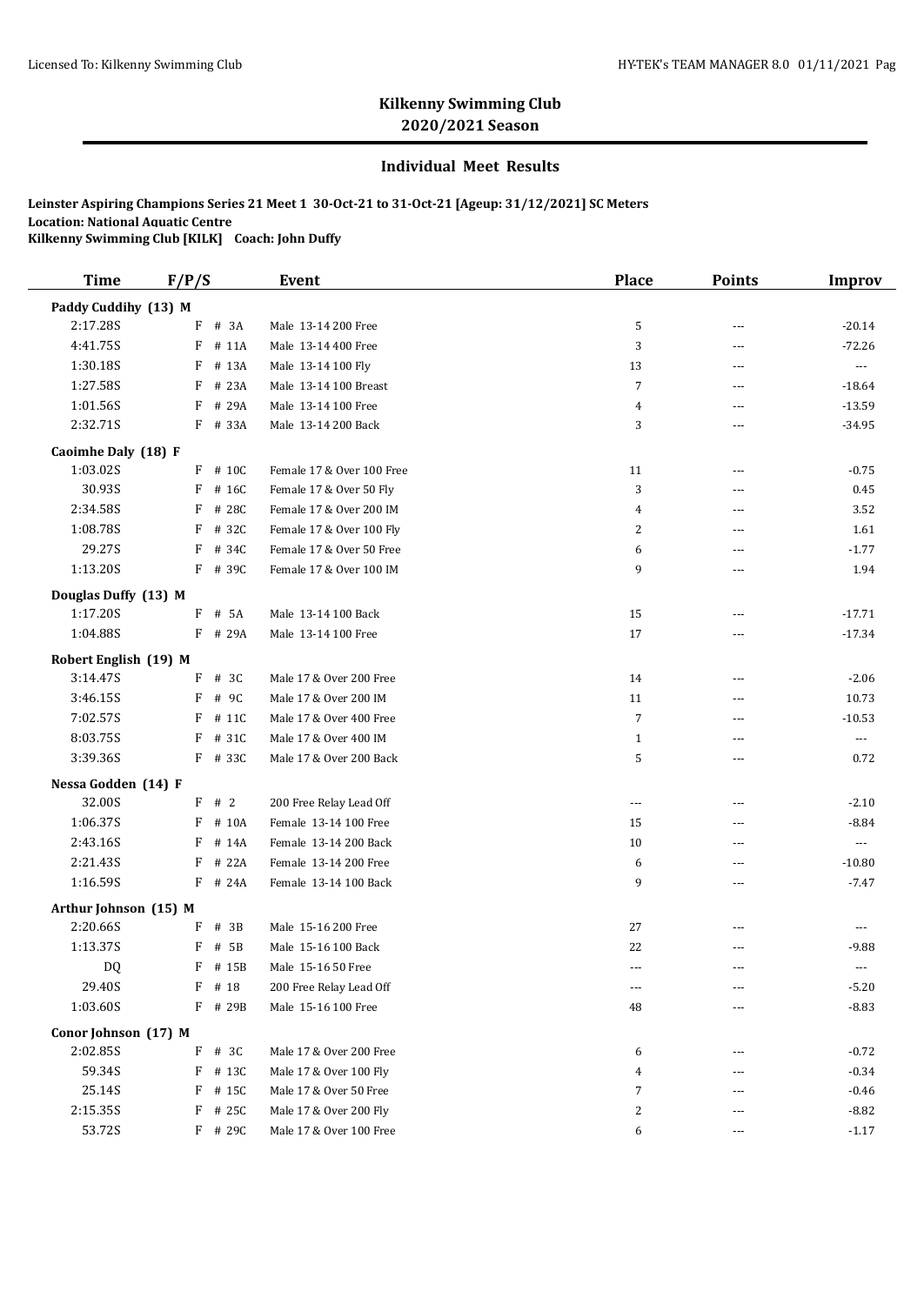# Kilkenny Swimming Club
## 2020/2021 Season

### Individual Meet Results

**Leinster Aspiring Champions Series 21 Meet 1 30-Oct-21 to 31-Oct-21 [Ageup: 31/12/2021] SC Meters**
**Location: National Aquatic Centre**
**Kilkenny Swimming Club [KILK] Coach: John Duffy**

| Time | F/P/S | | Event | Place | Points | Improv |
|---|---|---|---|---|---|---|
| **Paddy Cuddihy (13) M** | | | | | | |
| 2:17.28S | F | # 3A | Male 13-14 200 Free | 5 | --- | -20.14 |
| 4:41.75S | F | # 11A | Male 13-14 400 Free | 3 | --- | -72.26 |
| 1:30.18S | F | # 13A | Male 13-14 100 Fly | 13 | --- | --- |
| 1:27.58S | F | # 23A | Male 13-14 100 Breast | 7 | --- | -18.64 |
| 1:01.56S | F | # 29A | Male 13-14 100 Free | 4 | --- | -13.59 |
| 2:32.71S | F | # 33A | Male 13-14 200 Back | 3 | --- | -34.95 |
| **Caoimhe Daly (18) F** | | | | | | |
| 1:03.02S | F | # 10C | Female 17 & Over 100 Free | 11 | --- | -0.75 |
| 30.93S | F | # 16C | Female 17 & Over 50 Fly | 3 | --- | 0.45 |
| 2:34.58S | F | # 28C | Female 17 & Over 200 IM | 4 | --- | 3.52 |
| 1:08.78S | F | # 32C | Female 17 & Over 100 Fly | 2 | --- | 1.61 |
| 29.27S | F | # 34C | Female 17 & Over 50 Free | 6 | --- | -1.77 |
| 1:13.20S | F | # 39C | Female 17 & Over 100 IM | 9 | --- | 1.94 |
| **Douglas Duffy (13) M** | | | | | | |
| 1:17.20S | F | # 5A | Male 13-14 100 Back | 15 | --- | -17.71 |
| 1:04.88S | F | # 29A | Male 13-14 100 Free | 17 | --- | -17.34 |
| **Robert English (19) M** | | | | | | |
| 3:14.47S | F | # 3C | Male 17 & Over 200 Free | 14 | --- | -2.06 |
| 3:46.15S | F | # 9C | Male 17 & Over 200 IM | 11 | --- | 10.73 |
| 7:02.57S | F | # 11C | Male 17 & Over 400 Free | 7 | --- | -10.53 |
| 8:03.75S | F | # 31C | Male 17 & Over 400 IM | 1 | --- | --- |
| 3:39.36S | F | # 33C | Male 17 & Over 200 Back | 5 | --- | 0.72 |
| **Nessa Godden (14) F** | | | | | | |
| 32.00S | F | # 2 | 200 Free Relay Lead Off | --- | --- | -2.10 |
| 1:06.37S | F | # 10A | Female 13-14 100 Free | 15 | --- | -8.84 |
| 2:43.16S | F | # 14A | Female 13-14 200 Back | 10 | --- | --- |
| 2:21.43S | F | # 22A | Female 13-14 200 Free | 6 | --- | -10.80 |
| 1:16.59S | F | # 24A | Female 13-14 100 Back | 9 | --- | -7.47 |
| **Arthur Johnson (15) M** | | | | | | |
| 2:20.66S | F | # 3B | Male 15-16 200 Free | 27 | --- | --- |
| 1:13.37S | F | # 5B | Male 15-16 100 Back | 22 | --- | -9.88 |
| DQ | F | # 15B | Male 15-16 50 Free | --- | --- | --- |
| 29.40S | F | # 18 | 200 Free Relay Lead Off | --- | --- | -5.20 |
| 1:03.60S | F | # 29B | Male 15-16 100 Free | 48 | --- | -8.83 |
| **Conor Johnson (17) M** | | | | | | |
| 2:02.85S | F | # 3C | Male 17 & Over 200 Free | 6 | --- | -0.72 |
| 59.34S | F | # 13C | Male 17 & Over 100 Fly | 4 | --- | -0.34 |
| 25.14S | F | # 15C | Male 17 & Over 50 Free | 7 | --- | -0.46 |
| 2:15.35S | F | # 25C | Male 17 & Over 200 Fly | 2 | --- | -8.82 |
| 53.72S | F | # 29C | Male 17 & Over 100 Free | 6 | --- | -1.17 |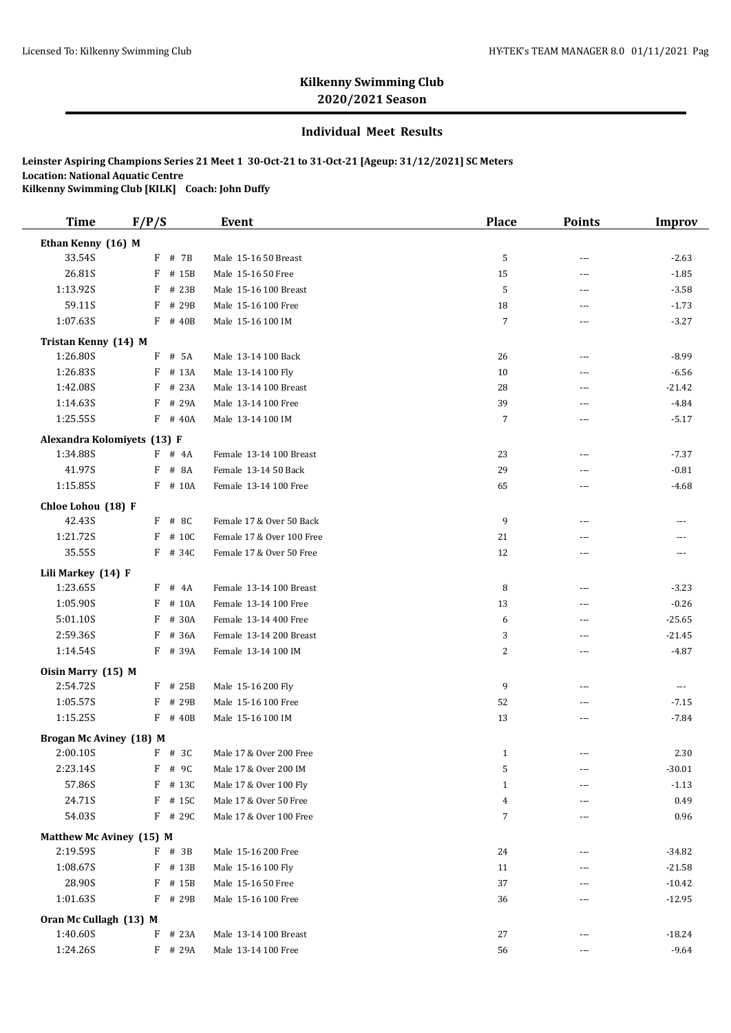## Kilkenny Swimming Club
## 2020/2021 Season

### Individual Meet Results

**Leinster Aspiring Champions Series 21 Meet 1 30-Oct-21 to 31-Oct-21 [Ageup: 31/12/2021] SC Meters**
**Location: National Aquatic Centre**
**Kilkenny Swimming Club [KILK] Coach: John Duffy**

| Time | F/P/S | | Event | Place | Points | Improv |
|---|---|---|---|---|---|---|
| **Ethan Kenny (16) M** | | | | | | |
| 33.54S | F | # 7B | Male 15-16 50 Breast | 5 | --- | -2.63 |
| 26.81S | F | # 15B | Male 15-16 50 Free | 15 | --- | -1.85 |
| 1:13.92S | F | # 23B | Male 15-16 100 Breast | 5 | --- | -3.58 |
| 59.11S | F | # 29B | Male 15-16 100 Free | 18 | --- | -1.73 |
| 1:07.63S | F | # 40B | Male 15-16 100 IM | 7 | --- | -3.27 |
| **Tristan Kenny (14) M** | | | | | | |
| 1:26.80S | F | # 5A | Male 13-14 100 Back | 26 | --- | -8.99 |
| 1:26.83S | F | # 13A | Male 13-14 100 Fly | 10 | --- | -6.56 |
| 1:42.08S | F | # 23A | Male 13-14 100 Breast | 28 | --- | -21.42 |
| 1:14.63S | F | # 29A | Male 13-14 100 Free | 39 | --- | -4.84 |
| 1:25.55S | F | # 40A | Male 13-14 100 IM | 7 | --- | -5.17 |
| **Alexandra Kolomiyets (13) F** | | | | | | |
| 1:34.88S | F | # 4A | Female 13-14 100 Breast | 23 | --- | -7.37 |
| 41.97S | F | # 8A | Female 13-14 50 Back | 29 | --- | -0.81 |
| 1:15.85S | F | # 10A | Female 13-14 100 Free | 65 | --- | -4.68 |
| **Chloe Lohou (18) F** | | | | | | |
| 42.43S | F | # 8C | Female 17 & Over 50 Back | 9 | --- | --- |
| 1:21.72S | F | # 10C | Female 17 & Over 100 Free | 21 | --- | --- |
| 35.55S | F | # 34C | Female 17 & Over 50 Free | 12 | --- | --- |
| **Lili Markey (14) F** | | | | | | |
| 1:23.65S | F | # 4A | Female 13-14 100 Breast | 8 | --- | -3.23 |
| 1:05.90S | F | # 10A | Female 13-14 100 Free | 13 | --- | -0.26 |
| 5:01.10S | F | # 30A | Female 13-14 400 Free | 6 | --- | -25.65 |
| 2:59.36S | F | # 36A | Female 13-14 200 Breast | 3 | --- | -21.45 |
| 1:14.54S | F | # 39A | Female 13-14 100 IM | 2 | --- | -4.87 |
| **Oisin Marry (15) M** | | | | | | |
| 2:54.72S | F | # 25B | Male 15-16 200 Fly | 9 | --- | --- |
| 1:05.57S | F | # 29B | Male 15-16 100 Free | 52 | --- | -7.15 |
| 1:15.25S | F | # 40B | Male 15-16 100 IM | 13 | --- | -7.84 |
| **Brogan Mc Aviney (18) M** | | | | | | |
| 2:00.10S | F | # 3C | Male 17 & Over 200 Free | 1 | --- | 2.30 |
| 2:23.14S | F | # 9C | Male 17 & Over 200 IM | 5 | --- | -30.01 |
| 57.86S | F | # 13C | Male 17 & Over 100 Fly | 1 | --- | -1.13 |
| 24.71S | F | # 15C | Male 17 & Over 50 Free | 4 | --- | 0.49 |
| 54.03S | F | # 29C | Male 17 & Over 100 Free | 7 | --- | 0.96 |
| **Matthew Mc Aviney (15) M** | | | | | | |
| 2:19.59S | F | # 3B | Male 15-16 200 Free | 24 | --- | -34.82 |
| 1:08.67S | F | # 13B | Male 15-16 100 Fly | 11 | --- | -21.58 |
| 28.90S | F | # 15B | Male 15-16 50 Free | 37 | --- | -10.42 |
| 1:01.63S | F | # 29B | Male 15-16 100 Free | 36 | --- | -12.95 |
| **Oran Mc Cullagh (13) M** | | | | | | |
| 1:40.60S | F | # 23A | Male 13-14 100 Breast | 27 | --- | -18.24 |
| 1:24.26S | F | # 29A | Male 13-14 100 Free | 56 | --- | -9.64 |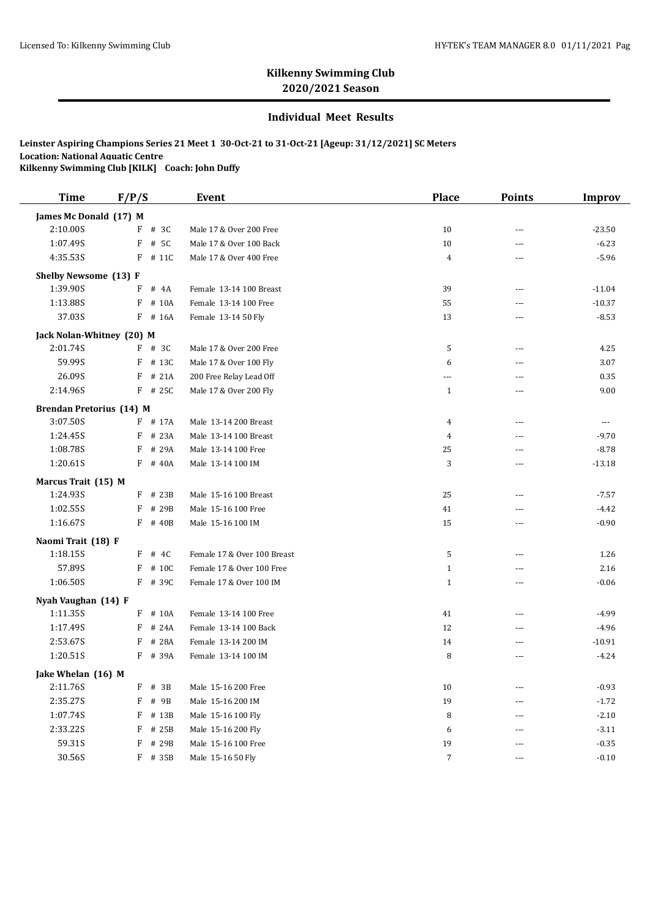## Kilkenny Swimming Club
## 2020/2021 Season

### Individual Meet Results

**Leinster Aspiring Champions Series 21 Meet 1 30-Oct-21 to 31-Oct-21 [Ageup: 31/12/2021] SC Meters**
**Location: National Aquatic Centre**
**Kilkenny Swimming Club [KILK] Coach: John Duffy**

| Time | F/P/S | Event | Place | Points | Improv |
|---|---|---|---|---|---|
| **James Mc Donald (17) M** | | | | | |
| 2:10.00S | F # 3C | Male 17 & Over 200 Free | 10 | --- | -23.50 |
| 1:07.49S | F # 5C | Male 17 & Over 100 Back | 10 | --- | -6.23 |
| 4:35.53S | F # 11C | Male 17 & Over 400 Free | 4 | --- | -5.96 |
| **Shelby Newsome (13) F** | | | | | |
| 1:39.90S | F # 4A | Female 13-14 100 Breast | 39 | --- | -11.04 |
| 1:13.88S | F # 10A | Female 13-14 100 Free | 55 | --- | -10.37 |
| 37.03S | F # 16A | Female 13-14 50 Fly | 13 | --- | -8.53 |
| **Jack Nolan-Whitney (20) M** | | | | | |
| 2:01.74S | F # 3C | Male 17 & Over 200 Free | 5 | --- | 4.25 |
| 59.99S | F # 13C | Male 17 & Over 100 Fly | 6 | --- | 3.07 |
| 26.09S | F # 21A | 200 Free Relay Lead Off | --- | --- | 0.35 |
| 2:14.96S | F # 25C | Male 17 & Over 200 Fly | 1 | --- | 9.00 |
| **Brendan Pretorius (14) M** | | | | | |
| 3:07.50S | F # 17A | Male 13-14 200 Breast | 4 | --- | --- |
| 1:24.45S | F # 23A | Male 13-14 100 Breast | 4 | --- | -9.70 |
| 1:08.78S | F # 29A | Male 13-14 100 Free | 25 | --- | -8.78 |
| 1:20.61S | F # 40A | Male 13-14 100 IM | 3 | --- | -13.18 |
| **Marcus Trait (15) M** | | | | | |
| 1:24.93S | F # 23B | Male 15-16 100 Breast | 25 | --- | -7.57 |
| 1:02.55S | F # 29B | Male 15-16 100 Free | 41 | --- | -4.42 |
| 1:16.67S | F # 40B | Male 15-16 100 IM | 15 | --- | -0.90 |
| **Naomi Trait (18) F** | | | | | |
| 1:18.15S | F # 4C | Female 17 & Over 100 Breast | 5 | --- | 1.26 |
| 57.89S | F # 10C | Female 17 & Over 100 Free | 1 | --- | 2.16 |
| 1:06.50S | F # 39C | Female 17 & Over 100 IM | 1 | --- | -0.06 |
| **Nyah Vaughan (14) F** | | | | | |
| 1:11.35S | F # 10A | Female 13-14 100 Free | 41 | --- | -4.99 |
| 1:17.49S | F # 24A | Female 13-14 100 Back | 12 | --- | -4.96 |
| 2:53.67S | F # 28A | Female 13-14 200 IM | 14 | --- | -10.91 |
| 1:20.51S | F # 39A | Female 13-14 100 IM | 8 | --- | -4.24 |
| **Jake Whelan (16) M** | | | | | |
| 2:11.76S | F # 3B | Male 15-16 200 Free | 10 | --- | -0.93 |
| 2:35.27S | F # 9B | Male 15-16 200 IM | 19 | --- | -1.72 |
| 1:07.74S | F # 13B | Male 15-16 100 Fly | 8 | --- | -2.10 |
| 2:33.22S | F # 25B | Male 15-16 200 Fly | 6 | --- | -3.11 |
| 59.31S | F # 29B | Male 15-16 100 Free | 19 | --- | -0.35 |
| 30.56S | F # 35B | Male 15-16 50 Fly | 7 | --- | -0.10 |